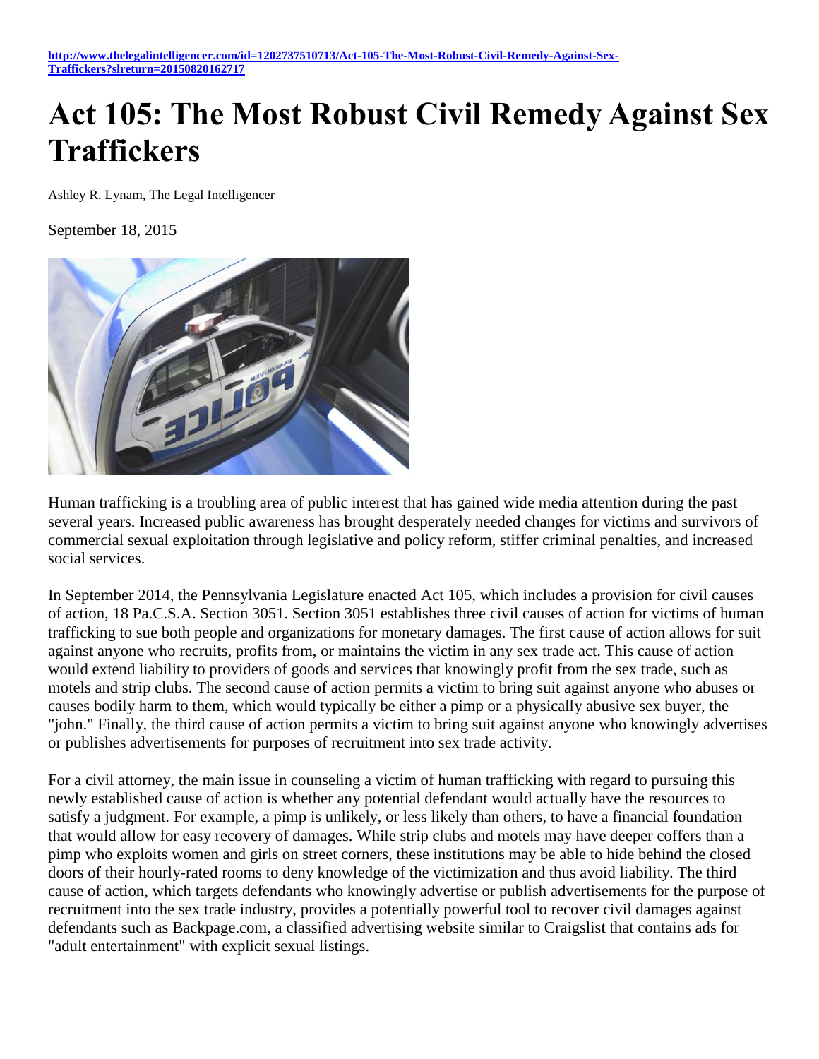http://www.thelegalintelligencer.com/id=1202737510713/Act-105-The-Most-Robust-Civil-Remedy-Against-Sex-Traffickers?slreturn=20150820162717

# Act 105: The Most Robust Civil Remedy Against Sex Traffickers

Ashley R. Lynam, The Legal Intelligencer

September 18, 2015

Human trafficking is a troubling area of public interest that has gained wide media attention during the past several years. Increased public awareness has brought desperately needed changes for victims and survivors of commercial sexual exploitation through legislative and policy reform, stiffer criminal penalties, and increased social services.

In September 2014, the Pennsylvania Legislature enacted Act 105, which includes a provision for civil causes of action, 18 Pa.C.S.A. Section 3051. Section 3051 establishes three civil causes of action for victims of human trafficking to sue both people and organizations for monetary damages. The first cause of action allows for suit against anyone who recruits, profits from, or maintains the victim in any sex trade act. This cause of action would extend liability to providers of goods and services that knowingly profit from the sex trade, such as motels and strip clubs. The second cause of action permits a victim to bring suit against anyone who abuses or causes bodily harm to them, which would typically be either a pimp or a physically abusive sex buyer, the "john." Finally, the third cause of action permits a victim to bring suit against anyone who knowingly advertises or publishes advertisements for purposes of recruitment into sex trade activity.

For a civil attorney, the main issue in counseling a victim of human trafficking with regard to pursuing this newly established cause of action is whether any potential defendant would actually have the resources to satisfy a judgment. For example, a pimp is unlikely, or less likely than others, to have a financial foundation that would allow for easy recovery of damages. While strip clubs and motels may have deeper coffers than a pimp who exploits women and girls on street corners, these institutions may be able to hide behind the closed doors of their hourly-rated rooms to deny knowledge of the victimization and thus avoid liability. The third cause of action, which targets defendants who knowingly advertise or publish advertisements for the purpose of recruitment into the sex trade industry, provides a potentially powerful tool to recover civil damages against defendants such as Backpage.com, a classified advertising website similar to Craigslist that contains ads for "adult entertainment" with explicit sexual listings.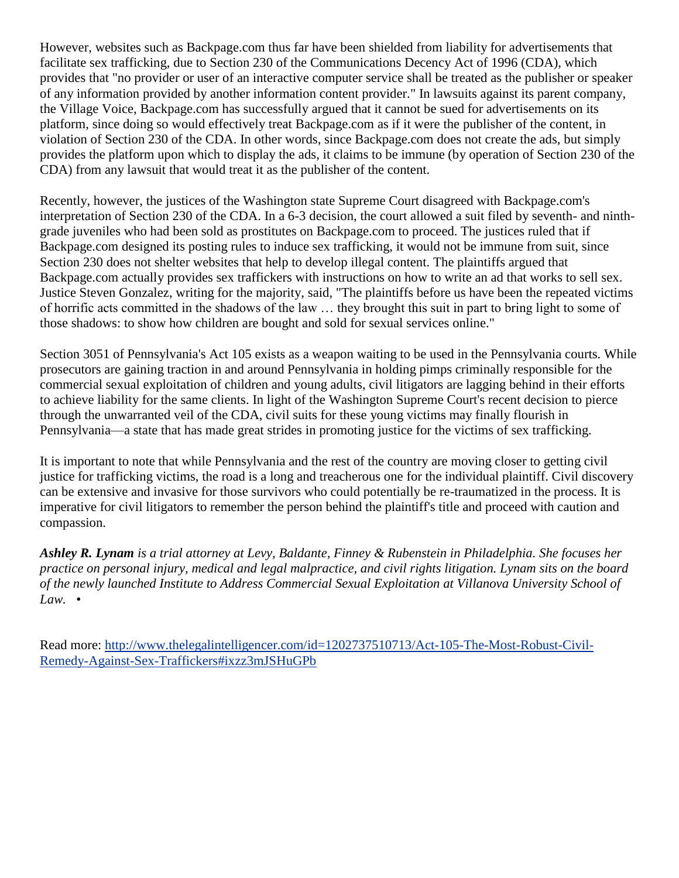However, websites such as Backpage.com thus far have been shielded from liability for advertisements that facilitate sex trafficking, due to Section 230 of the Communications Decency Act of 1996 (CDA), which provides that "no provider or user of an interactive computer service shall be treated as the publisher or speaker of any information provided by another information content provider." In lawsuits against its parent company, the Village Voice, Backpage.com has successfully argued that it cannot be sued for advertisements on its platform, since doing so would effectively treat Backpage.com as if it were the publisher of the content, in violation of Section 230 of the CDA. In other words, since Backpage.com does not create the ads, but simply provides the platform upon which to display the ads, it claims to be immune (by operation of Section 230 of the CDA) from any lawsuit that would treat it as the publisher of the content.

Recently, however, the justices of the Washington state Supreme Court disagreed with Backpage.com's interpretation of Section 230 of the CDA. In a 6-3 decision, the court allowed a suit filed by seventh- and ninth-grade juveniles who had been sold as prostitutes on Backpage.com to proceed. The justices ruled that if Backpage.com designed its posting rules to induce sex trafficking, it would not be immune from suit, since Section 230 does not shelter websites that help to develop illegal content. The plaintiffs argued that Backpage.com actually provides sex traffickers with instructions on how to write an ad that works to sell sex. Justice Steven Gonzalez, writing for the majority, said, "The plaintiffs before us have been the repeated victims of horrific acts committed in the shadows of the law … they brought this suit in part to bring light to some of those shadows: to show how children are bought and sold for sexual services online."

Section 3051 of Pennsylvania's Act 105 exists as a weapon waiting to be used in the Pennsylvania courts. While prosecutors are gaining traction in and around Pennsylvania in holding pimps criminally responsible for the commercial sexual exploitation of children and young adults, civil litigators are lagging behind in their efforts to achieve liability for the same clients. In light of the Washington Supreme Court's recent decision to pierce through the unwarranted veil of the CDA, civil suits for these young victims may finally flourish in Pennsylvania—a state that has made great strides in promoting justice for the victims of sex trafficking.

It is important to note that while Pennsylvania and the rest of the country are moving closer to getting civil justice for trafficking victims, the road is a long and treacherous one for the individual plaintiff. Civil discovery can be extensive and invasive for those survivors who could potentially be re-traumatized in the process. It is imperative for civil litigators to remember the person behind the plaintiff's title and proceed with caution and compassion.

***Ashley R. Lynam** is a trial attorney at Levy, Baldante, Finney & Rubenstein in Philadelphia. She focuses her practice on personal injury, medical and legal malpractice, and civil rights litigation. Lynam sits on the board of the newly launched Institute to Address Commercial Sexual Exploitation at Villanova University School of Law.* •

Read more: [http://www.thelegalintelligencer.com/id=1202737510713/Act-105-The-Most-Robust-Civil-Remedy-Against-Sex-Traffickers#ixzz3mJSHuGPb](http://www.thelegalintelligencer.com/id=1202737510713/Act-105-The-Most-Robust-Civil-Remedy-Against-Sex-Traffickers#ixzz3mJSHuGPb)